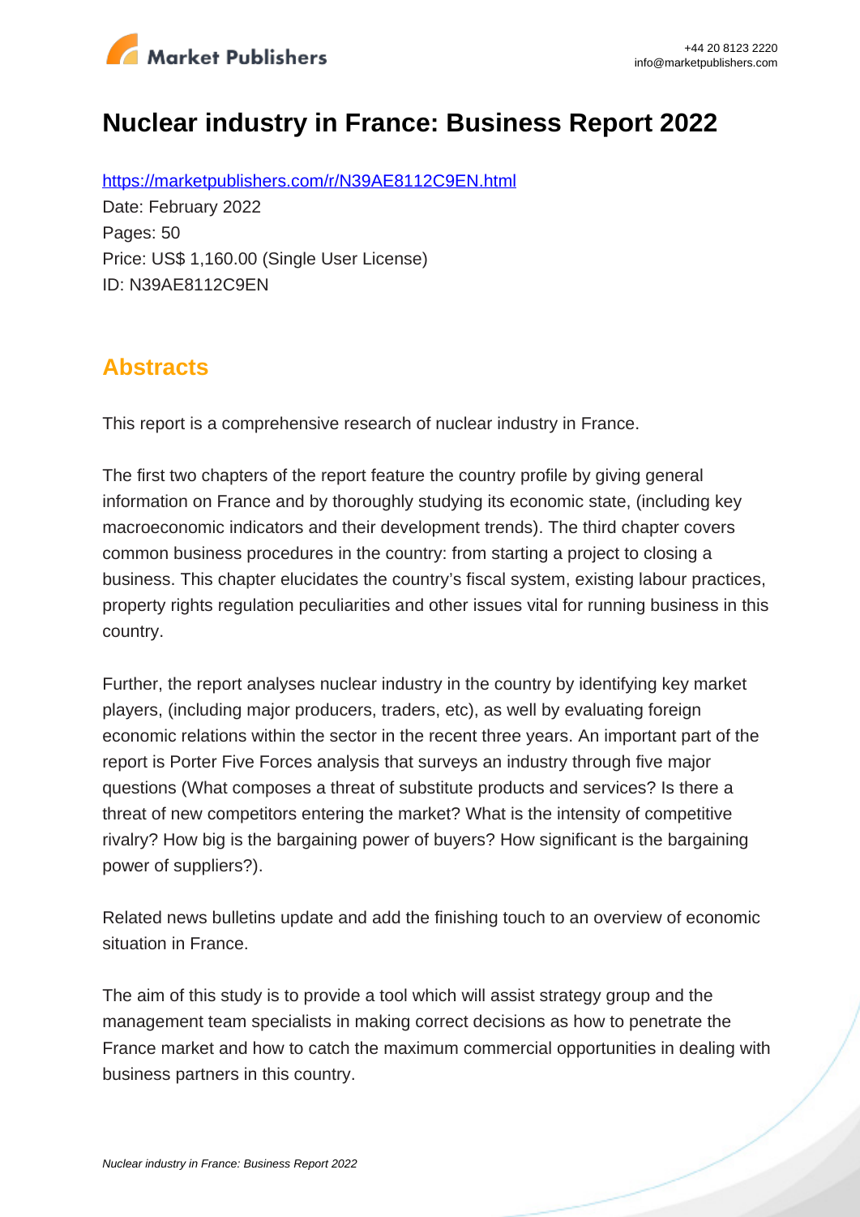# Nuclear industry in France: Business Report 2022

https://marketpublishers.com/r/N39AE8112C9EN.html

Date: February 2022

Pages: 50

Price: US$ 1,160.00 (Single User License)

ID: N39AE8112C9EN

## Abstracts

This report is a comprehensive research of nuclear industry in France.

The first two chapters of the report feature the country profile by giving general information on France and by thoroughly studying its economic state, (including key macroeconomic indicators and their development trends). The third chapter covers common business procedures in the country: from starting a project to closing a business. This chapter elucidates the country's fiscal system, existing labour practices, property rights regulation peculiarities and other issues vital for running business in this country.

Further, the report analyses nuclear industry in the country by identifying key market players, (including major producers, traders, etc), as well by evaluating foreign economic relations within the sector in the recent three years. An important part of the report is Porter Five Forces analysis that surveys an industry through five major questions (What composes a threat of substitute products and services? Is there a threat of new competitors entering the market? What is the intensity of competitive rivalry? How big is the bargaining power of buyers? How significant is the bargaining power of suppliers?).

Related news bulletins update and add the finishing touch to an overview of economic situation in France.

The aim of this study is to provide a tool which will assist strategy group and the management team specialists in making correct decisions as how to penetrate the France market and how to catch the maximum commercial opportunities in dealing with business partners in this country.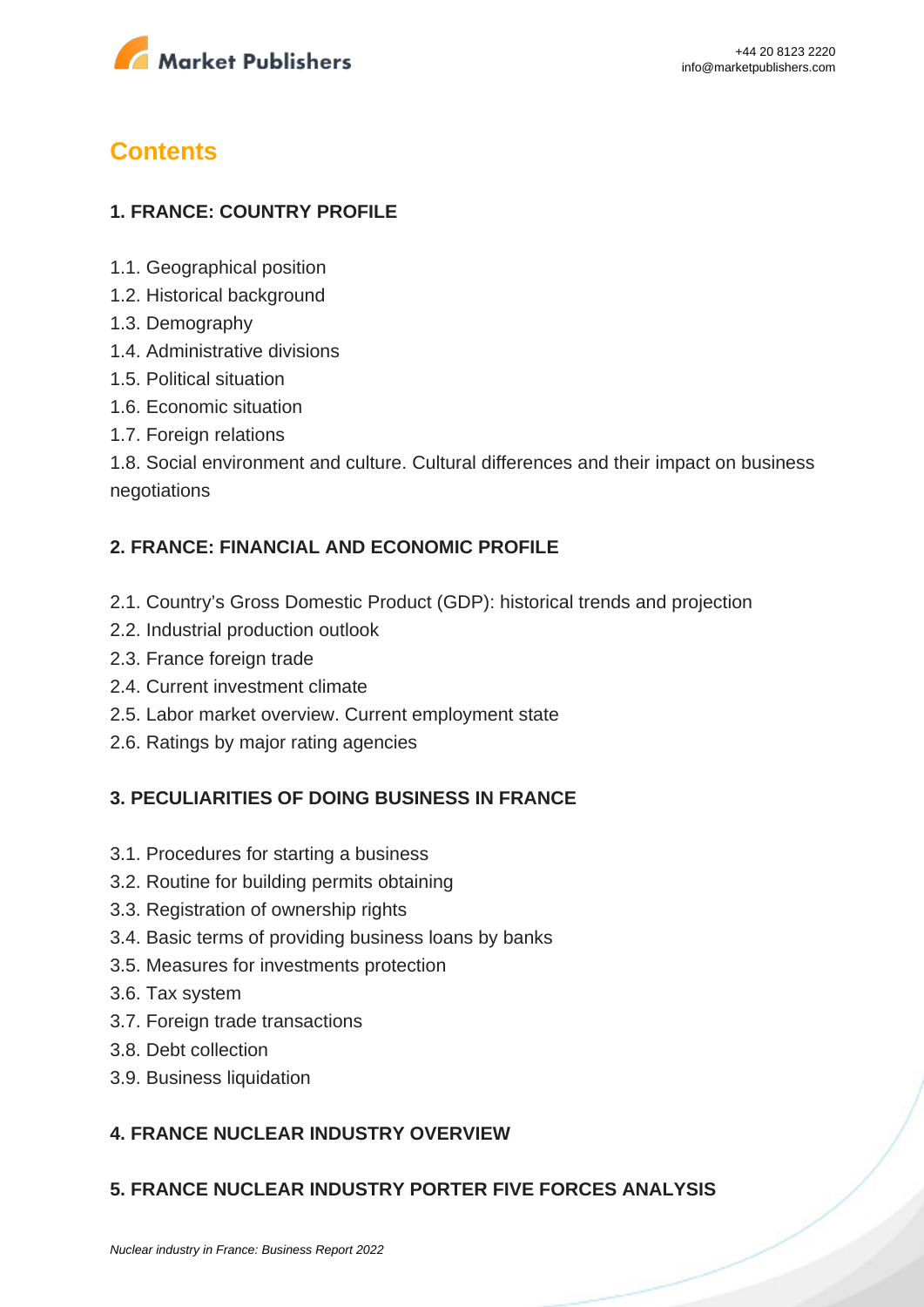## Contents

### 1. FRANCE: COUNTRY PROFILE

1.1. Geographical position
1.2. Historical background
1.3. Demography
1.4. Administrative divisions
1.5. Political situation
1.6. Economic situation
1.7. Foreign relations
1.8. Social environment and culture. Cultural differences and their impact on business negotiations

### 2. FRANCE: FINANCIAL AND ECONOMIC PROFILE

2.1. Country's Gross Domestic Product (GDP): historical trends and projection
2.2. Industrial production outlook
2.3. France foreign trade
2.4. Current investment climate
2.5. Labor market overview. Current employment state
2.6. Ratings by major rating agencies

### 3. PECULIARITIES OF DOING BUSINESS IN FRANCE

3.1. Procedures for starting a business
3.2. Routine for building permits obtaining
3.3. Registration of ownership rights
3.4. Basic terms of providing business loans by banks
3.5. Measures for investments protection
3.6. Tax system
3.7. Foreign trade transactions
3.8. Debt collection
3.9. Business liquidation

### 4. FRANCE NUCLEAR INDUSTRY OVERVIEW

### 5. FRANCE NUCLEAR INDUSTRY PORTER FIVE FORCES ANALYSIS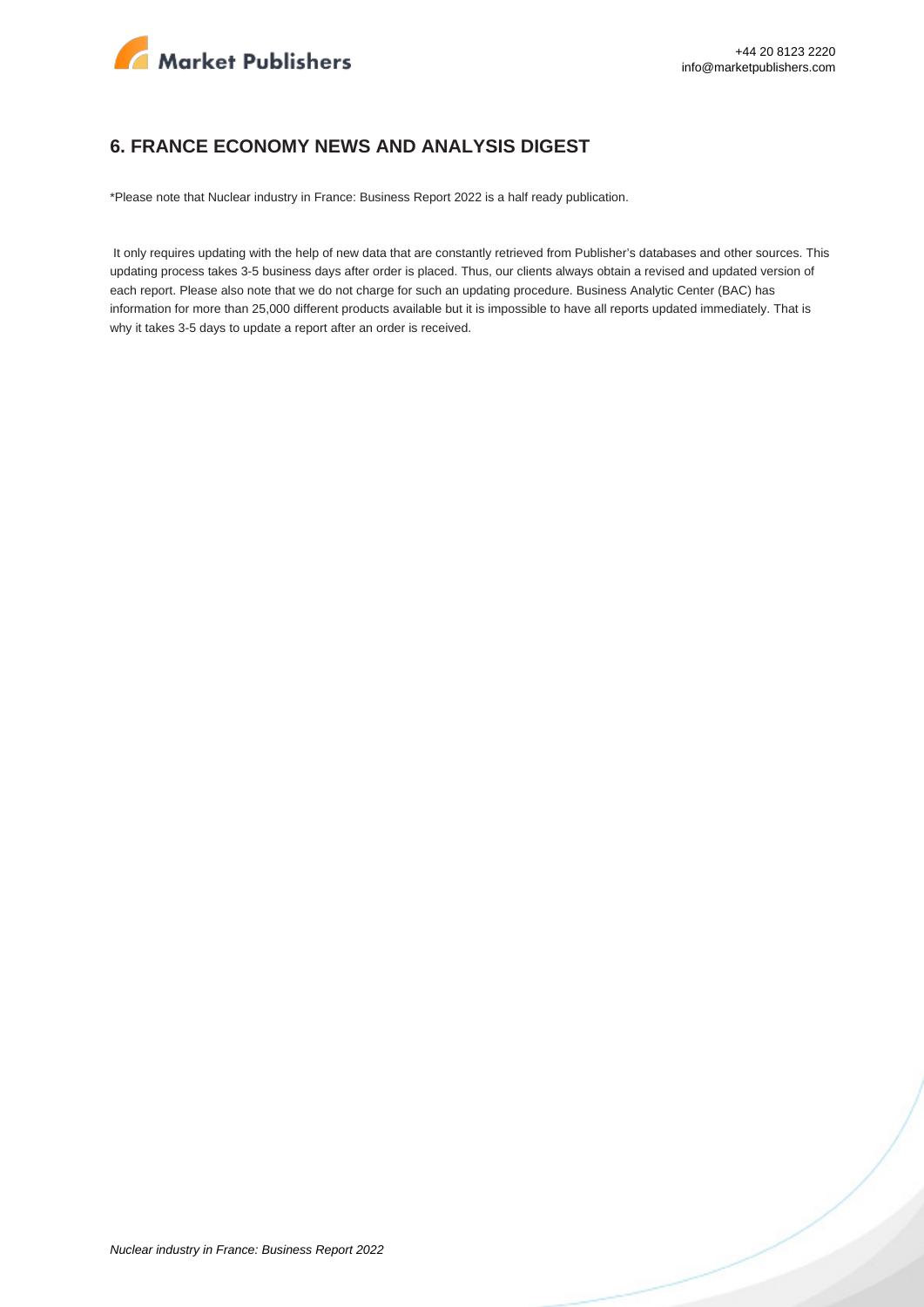## 6. FRANCE ECONOMY NEWS AND ANALYSIS DIGEST

*Please note that Nuclear industry in France: Business Report 2022 is a half ready publication.

It only requires updating with the help of new data that are constantly retrieved from Publisher's databases and other sources. This updating process takes 3-5 business days after order is placed. Thus, our clients always obtain a revised and updated version of each report. Please also note that we do not charge for such an updating procedure. Business Analytic Center (BAC) has information for more than 25,000 different products available but it is impossible to have all reports updated immediately. That is why it takes 3-5 days to update a report after an order is received.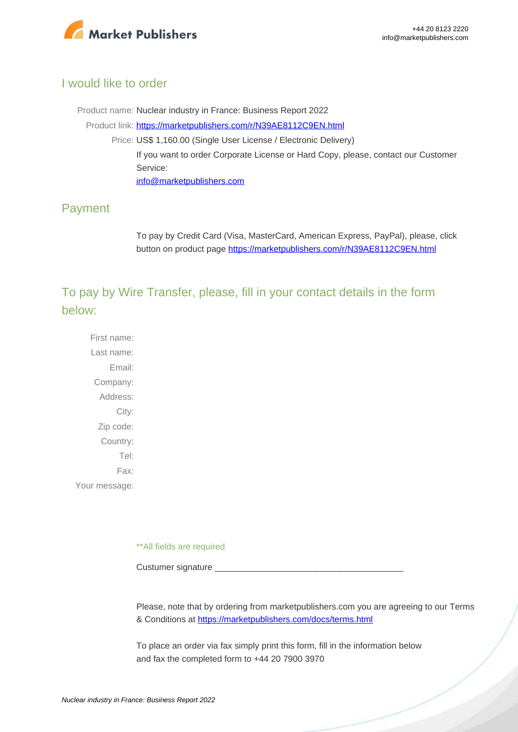## I would like to order

Product name: Nuclear industry in France: Business Report 2022

Product link: https://marketpublishers.com/r/N39AE8112C9EN.html

Price: US$ 1,160.00 (Single User License / Electronic Delivery)

If you want to order Corporate License or Hard Copy, please, contact our Customer Service:

info@marketpublishers.com

## Payment

To pay by Credit Card (Visa, MasterCard, American Express, PayPal), please, click button on product page https://marketpublishers.com/r/N39AE8112C9EN.html

## To pay by Wire Transfer, please, fill in your contact details in the form below:

First name:

Last name:

Email:

Company:

Address:

City:

Zip code:

Country:

Tel:

Fax:

Your message:

**All fields are required

Custumer signature _______________________________________

Please, note that by ordering from marketpublishers.com you are agreeing to our Terms & Conditions at https://marketpublishers.com/docs/terms.html

To place an order via fax simply print this form, fill in the information below and fax the completed form to +44 20 7900 3970